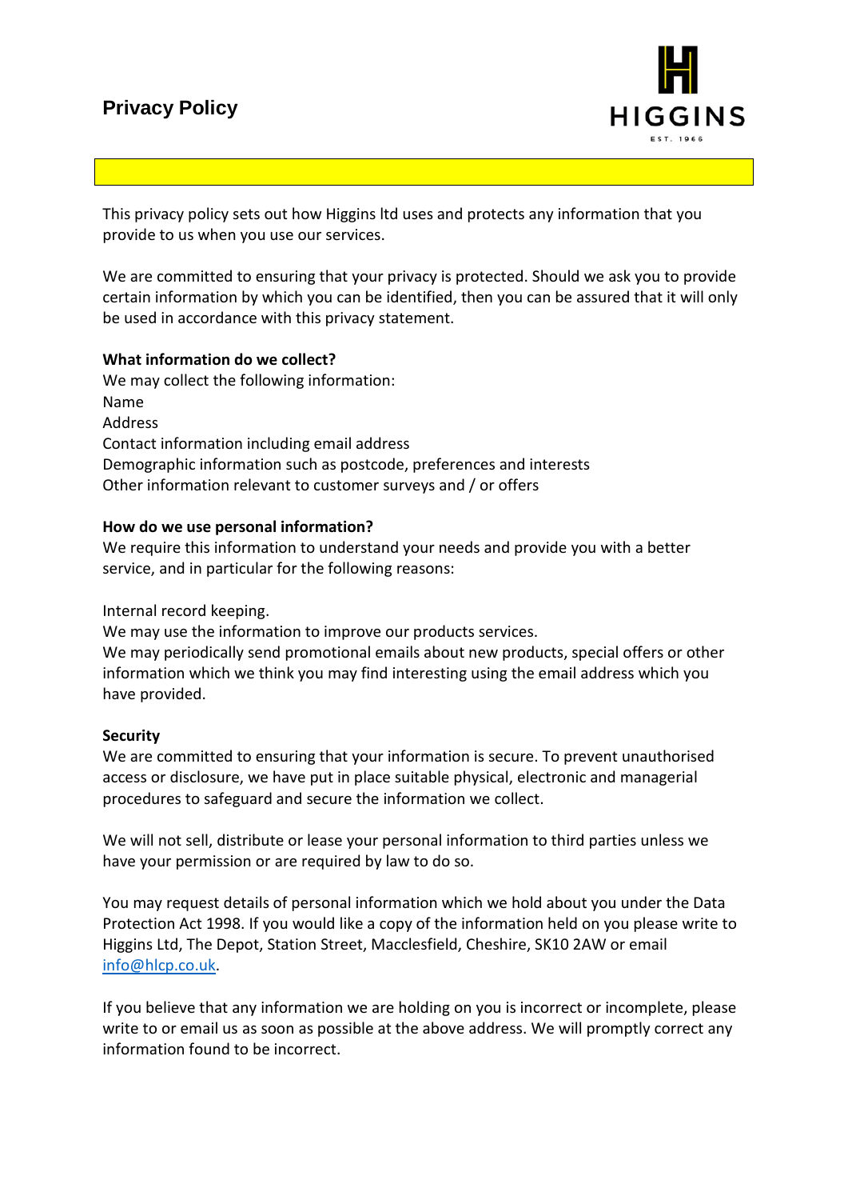# Privacy Policy

This privacy policy sets out how Higgins ltd uses and protects any information that you provide to us when you use our services.

We are committed to ensuring that your privacy is protected. Should we ask you to provide certain information by which you can be identified, then you can be assured that it will only be used in accordance with this privacy statement.

**What information do we collect?**

We may collect the following information:
Name
Address
Contact information including email address
Demographic information such as postcode, preferences and interests
Other information relevant to customer surveys and / or offers

**How do we use personal information?**

We require this information to understand your needs and provide you with a better service, and in particular for the following reasons:

Internal record keeping.
We may use the information to improve our products services.
We may periodically send promotional emails about new products, special offers or other information which we think you may find interesting using the email address which you have provided.

**Security**

We are committed to ensuring that your information is secure. To prevent unauthorised access or disclosure, we have put in place suitable physical, electronic and managerial procedures to safeguard and secure the information we collect.

We will not sell, distribute or lease your personal information to third parties unless we have your permission or are required by law to do so.

You may request details of personal information which we hold about you under the Data Protection Act 1998. If you would like a copy of the information held on you please write to Higgins Ltd, The Depot, Station Street, Macclesfield, Cheshire, SK10 2AW or email info@hlcp.co.uk.

If you believe that any information we are holding on you is incorrect or incomplete, please write to or email us as soon as possible at the above address. We will promptly correct any information found to be incorrect.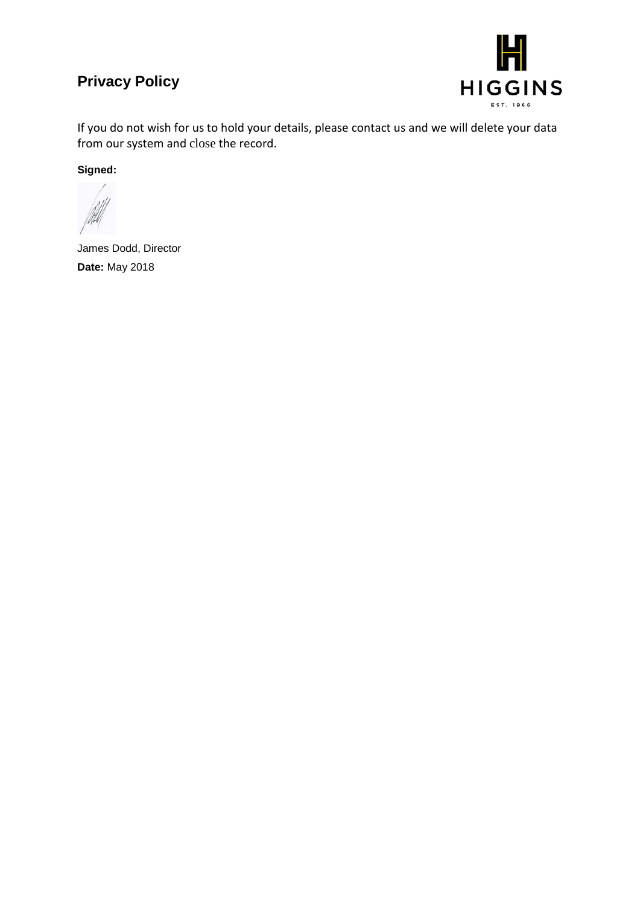## Privacy Policy

If you do not wish for us to hold your details, please contact us and we will delete your data from our system and close the record.

**Signed:**

James Dodd, Director

**Date:** May 2018